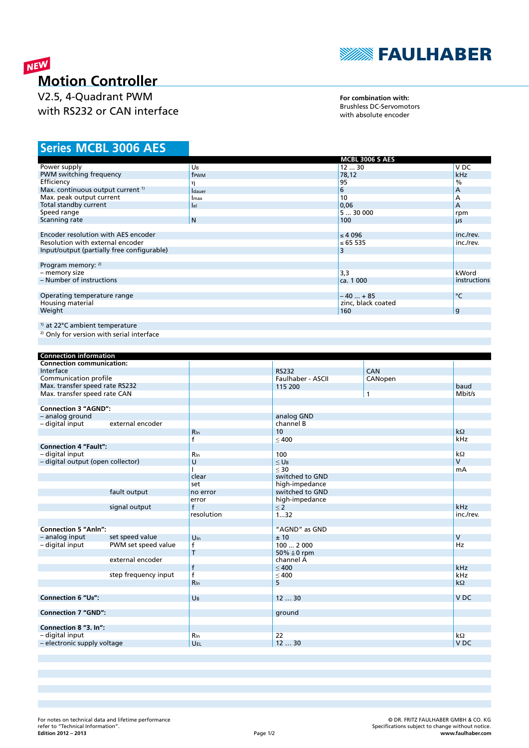NEW

# Motion Controller

V2.5, 4-Quadrant PWM
with RS232 or CAN interface

**For combination with:**
Brushless DC-Servomotors
with absolute encoder

## Series MCBL 3006 AES

| | | MCBL 3006 S AES | |
|---|---|---|---|
| Power supply | $U_B$ | 12 ... 30 | V DC |
| PWM switching frequency | $f_{PWM}$ | 78,12 | kHz |
| Efficiency | $\eta$ | 95 | % |
| Max. continuous output current [1] | $I_{dauer}$ | 6 | A |
| Max. peak output current | $I_{max}$ | 10 | A |
| Total standby current | $I_{el}$ | 0,06 | A |
| Speed range | | 5 ... 30 000 | rpm |
| Scanning rate | N | 100 | µs |
| | | | |
| Encoder resolution with AES encoder | | ≤ 4 096 | inc./rev. |
| Resolution with external encoder | | ≤ 65 535 | inc./rev. |
| Input/output (partially free configurable) | | 3 | |
| | | | |
| Program memory: [2] | | | |
| – memory size | | 3,3 | kWord |
| – Number of instructions | | ca. 1 000 | instructions |
| | | | |
| Operating temperature range | | – 40 ... + 85 | °C |
| Housing material | | zinc, black coated | |
| Weight | | 160 | g |

[1] at 22°C ambient temperature
[2] Only for version with serial interface

| Connection information | | | | | |
|---|---|---|---|---|---|
| **Connection communication:** | | | | | |
| Interface | | | RS232 | CAN | |
| Communication profile | | | Faulhaber - ASCII | CANopen | |
| Max. transfer speed rate RS232 | | | 115 200 | | baud |
| Max. transfer speed rate CAN | | | | 1 | Mbit/s |
| | | | | | |
| **Connection 3 "AGND":** | | | | | |
| – analog ground | | | analog GND | | |
| – digital input | external encoder | | channel B | | |
| | | $R_{In}$ | 10 | | kΩ |
| | | f | ≤ 400 | | kHz |
| **Connection 4 "Fault":** | | | | | |
| – digital input | | $R_{In}$ | 100 | | kΩ |
| – digital output (open collector) | | U | ≤ $U_B$ | | V |
| | | I | ≤ 30 | | mA |
| | | clear | switched to GND | | |
| | | set | high-impedance | | |
| | fault output | no error | switched to GND | | |
| | | error | high-impedance | | |
| | signal output | f | ≤ 2 | | kHz |
| | | resolution | 1...32 | | inc./rev. |
| | | | | | |
| **Connection 5 "AnIn":** | | | "AGND" as GND | | |
| – analog input | set speed value | $U_{In}$ | ± 10 | | V |
| – digital input | PWM set speed value | f | 100 ... 2 000 | | Hz |
| | | T | 50% ≙ 0 rpm | | |
| | external encoder | | channel A | | |
| | | f | ≤ 400 | | kHz |
| | step frequency input | f | ≤ 400 | | kHz |
| | | $R_{In}$ | 5 | | kΩ |
| | | | | | |
| **Connection 6 "$U_B$":** | | $U_B$ | 12 ... 30 | | V DC |
| | | | | | |
| **Connection 7 "GND":** | | | ground | | |
| | | | | | |
| **Connection 8 "3. In":** | | | | | |
| – digital input | | $R_{In}$ | 22 | | kΩ |
| – electronic supply voltage | | $U_{EL}$ | 12 ... 30 | | V DC |

For notes on technical data and lifetime performance refer to "Technical Information".
**Edition 2012 – 2013**

© DR. FRITZ FAULHABER GMBH & CO. KG
Specifications subject to change without notice.
**www.faulhaber.com**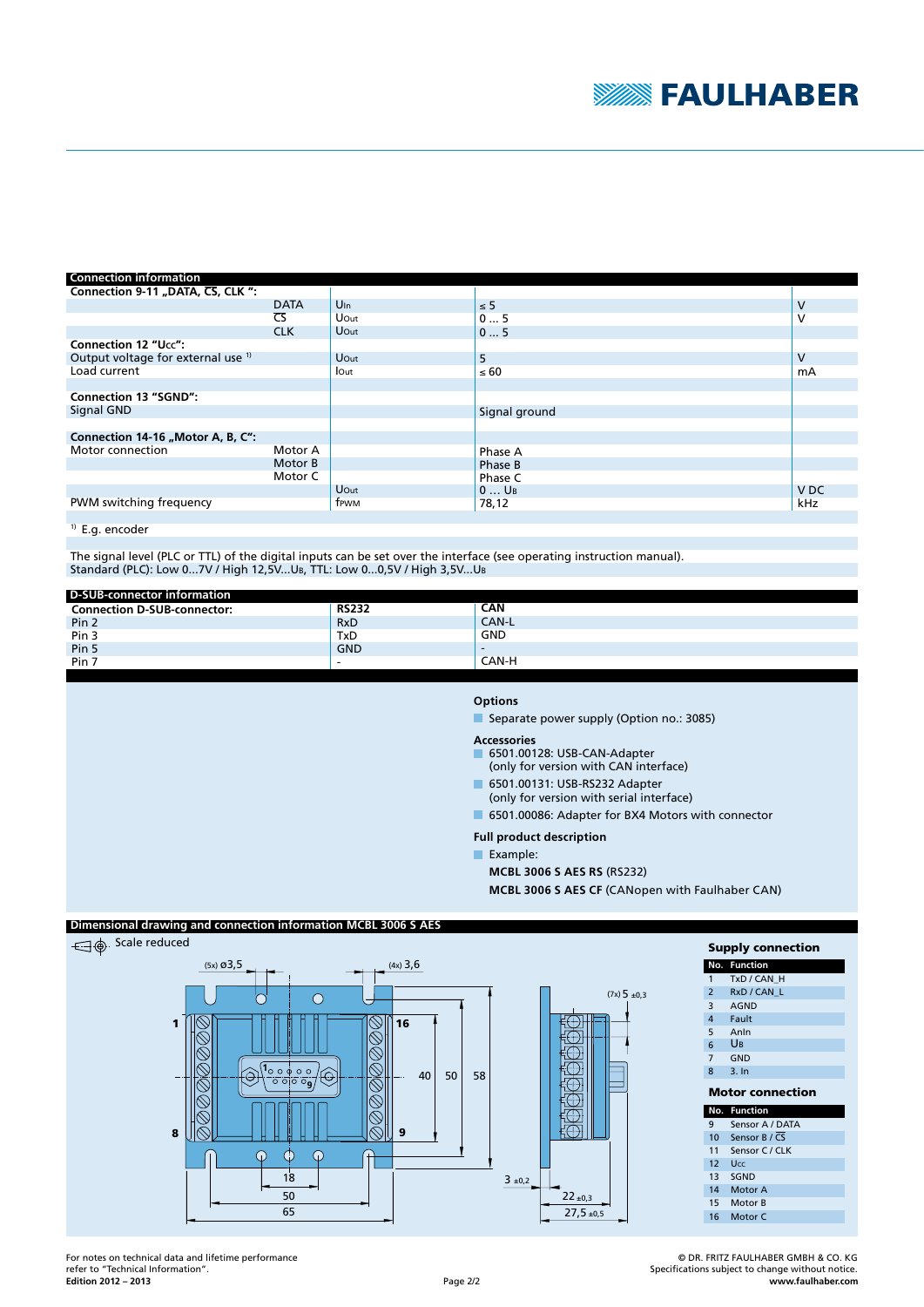## Connection information

| | | | | |
|---|---|---|---|---|
| **Connection 9-11 „DATA, CS, CLK":** | | | | |
| | DATA | $U_{In}$ | ≤ 5 | V |
| | CS | $U_{Out}$ | 0 ... 5 | V |
| | CLK | $U_{Out}$ | 0 ... 5 | |
| **Connection 12 "$U_{CC}$":** | | | | |
| Output voltage for external use [1] | | $U_{Out}$ | 5 | V |
| Load current | | $I_{Out}$ | ≤ 60 | mA |
| **Connection 13 "SGND":** | | | | |
| Signal GND | | | Signal ground | |
| **Connection 14-16 „Motor A, B, C":** | | | | |
| Motor connection | Motor A | | Phase A | |
| | Motor B | | Phase B | |
| | Motor C | | Phase C | |
| | | $U_{Out}$ | 0 … $U_B$ | V DC |
| PWM switching frequency | | $f_{PWM}$ | 78,12 | kHz |

[1] E.g. encoder

The signal level (PLC or TTL) of the digital inputs can be set over the interface (see operating instruction manual).
Standard (PLC): Low 0...7V / High 12,5V...$U_B$, TTL: Low 0...0,5V / High 3,5V...$U_B$

## D-SUB-connector information

| Connection D-SUB-connector: | RS232 | CAN |
|---|---|---|
| Pin 2 | RxD | CAN-L |
| Pin 3 | TxD | GND |
| Pin 5 | GND | - |
| Pin 7 | - | CAN-H |

**Options**

- Separate power supply (Option no.: 3085)

**Accessories**

- 6501.00128: USB-CAN-Adapter (only for version with CAN interface)
- 6501.00131: USB-RS232 Adapter (only for version with serial interface)
- 6501.00086: Adapter for BX4 Motors with connector

**Full product description**

- Example:

  **MCBL 3006 S AES RS** (RS232)

  **MCBL 3006 S AES CF** (CANopen with Faulhaber CAN)

## Dimensional drawing and connection information MCBL 3006 S AES

Scale reduced

(5x) ø3,5
(4x) 3,6
(7x) 5 ±0,3
1
8
16
9
40
50
58
18
50
65
3 ±0,2
22 ±0,3
27,5 ±0,5

**Supply connection**

| No. | Function |
|---|---|
| 1 | TxD / CAN_H |
| 2 | RxD / CAN_L |
| 3 | AGND |
| 4 | Fault |
| 5 | AnIn |
| 6 | $U_B$ |
| 7 | GND |
| 8 | 3. In |

**Motor connection**

| No. | Function |
|---|---|
| 9 | Sensor A / DATA |
| 10 | Sensor B / CS |
| 11 | Sensor C / CLK |
| 12 | $U_{CC}$ |
| 13 | SGND |
| 14 | Motor A |
| 15 | Motor B |
| 16 | Motor C |

For notes on technical data and lifetime performance refer to "Technical Information".
**Edition 2012 – 2013**

© DR. FRITZ FAULHABER GMBH & CO. KG
Specifications subject to change without notice.
**www.faulhaber.com**